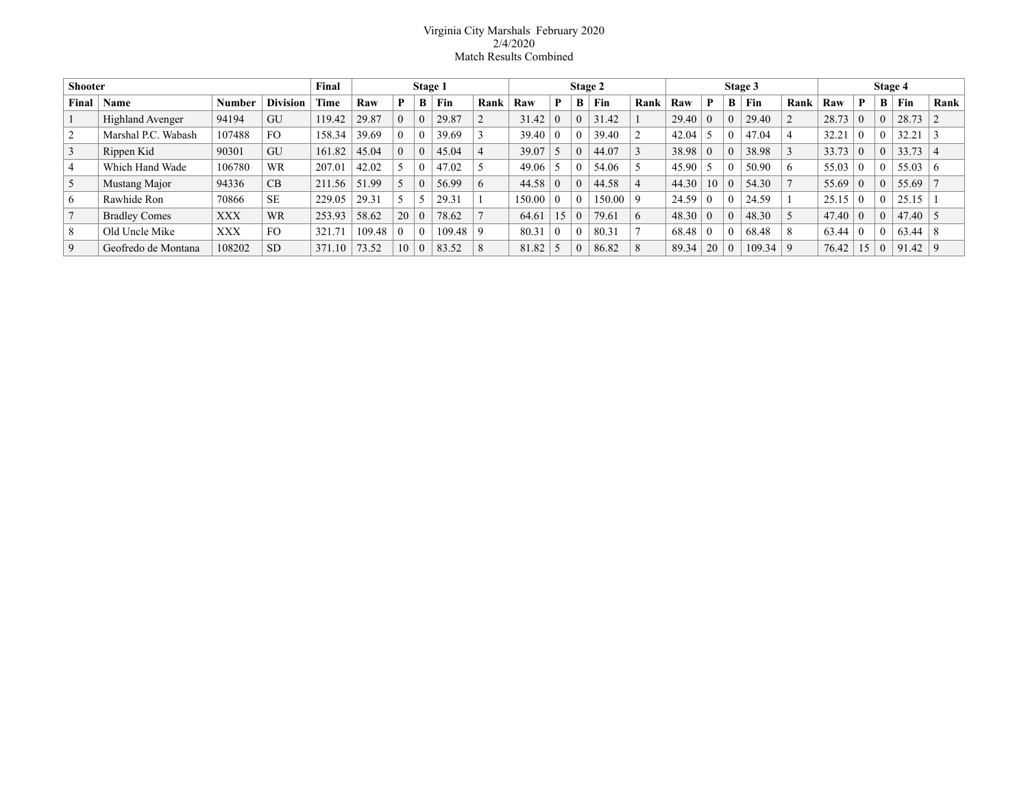Virginia City Marshals February 2020
2/4/2020
Match Results Combined

| Shooter | | | | Final | Stage 1 | | | | | Stage 2 | | | | | Stage 3 | | | | | Stage 4 | | | | |
|---|---|---|---|---|---|---|---|---|---|---|---|---|---|---|---|---|---|---|---|---|---|---|---|---|
| Final | Name | Number | Division | Time | Raw | P | B | Fin | Rank | Raw | P | B | Fin | Rank | Raw | P | B | Fin | Rank | Raw | P | B | Fin | Rank |
| 1 | Highland Avenger | 94194 | GU | 119.42 | 29.87 | 0 | 0 | 29.87 | 2 | 31.42 | 0 | 0 | 31.42 | 1 | 29.40 | 0 | 0 | 29.40 | 2 | 28.73 | 0 | 0 | 28.73 | 2 |
| 2 | Marshal P.C. Wabash | 107488 | FO | 158.34 | 39.69 | 0 | 0 | 39.69 | 3 | 39.40 | 0 | 0 | 39.40 | 2 | 42.04 | 5 | 0 | 47.04 | 4 | 32.21 | 0 | 0 | 32.21 | 3 |
| 3 | Rippen Kid | 90301 | GU | 161.82 | 45.04 | 0 | 0 | 45.04 | 4 | 39.07 | 5 | 0 | 44.07 | 3 | 38.98 | 0 | 0 | 38.98 | 3 | 33.73 | 0 | 0 | 33.73 | 4 |
| 4 | Which Hand Wade | 106780 | WR | 207.01 | 42.02 | 5 | 0 | 47.02 | 5 | 49.06 | 5 | 0 | 54.06 | 5 | 45.90 | 5 | 0 | 50.90 | 6 | 55.03 | 0 | 0 | 55.03 | 6 |
| 5 | Mustang Major | 94336 | CB | 211.56 | 51.99 | 5 | 0 | 56.99 | 6 | 44.58 | 0 | 0 | 44.58 | 4 | 44.30 | 10 | 0 | 54.30 | 7 | 55.69 | 0 | 0 | 55.69 | 7 |
| 6 | Rawhide Ron | 70866 | SE | 229.05 | 29.31 | 5 | 5 | 29.31 | 1 | 150.00 | 0 | 0 | 150.00 | 9 | 24.59 | 0 | 0 | 24.59 | 1 | 25.15 | 0 | 0 | 25.15 | 1 |
| 7 | Bradley Comes | XXX | WR | 253.93 | 58.62 | 20 | 0 | 78.62 | 7 | 64.61 | 15 | 0 | 79.61 | 6 | 48.30 | 0 | 0 | 48.30 | 5 | 47.40 | 0 | 0 | 47.40 | 5 |
| 8 | Old Uncle Mike | XXX | FO | 321.71 | 109.48 | 0 | 0 | 109.48 | 9 | 80.31 | 0 | 0 | 80.31 | 7 | 68.48 | 0 | 0 | 68.48 | 8 | 63.44 | 0 | 0 | 63.44 | 8 |
| 9 | Geofredo de Montana | 108202 | SD | 371.10 | 73.52 | 10 | 0 | 83.52 | 8 | 81.82 | 5 | 0 | 86.82 | 8 | 89.34 | 20 | 0 | 109.34 | 9 | 76.42 | 15 | 0 | 91.42 | 9 |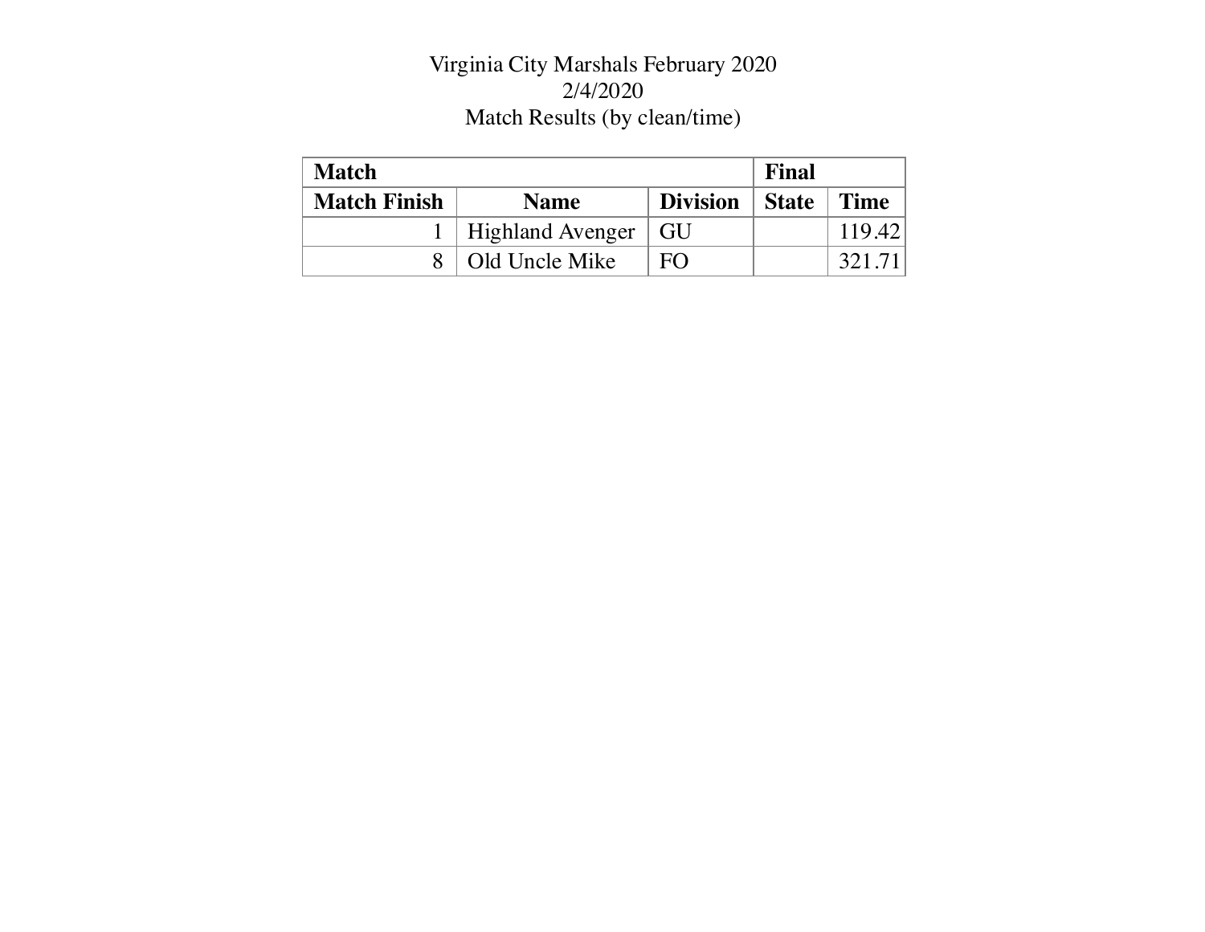Virginia City Marshals February 2020
2/4/2020
Match Results (by clean/time)

| Match | | | Final | |
|---|---|---|---|---|
| **Match Finish** | **Name** | **Division** | **State** | **Time** |
| 1 | Highland Avenger | GU | | 119.42 |
| 8 | Old Uncle Mike | FO | | 321.71 |